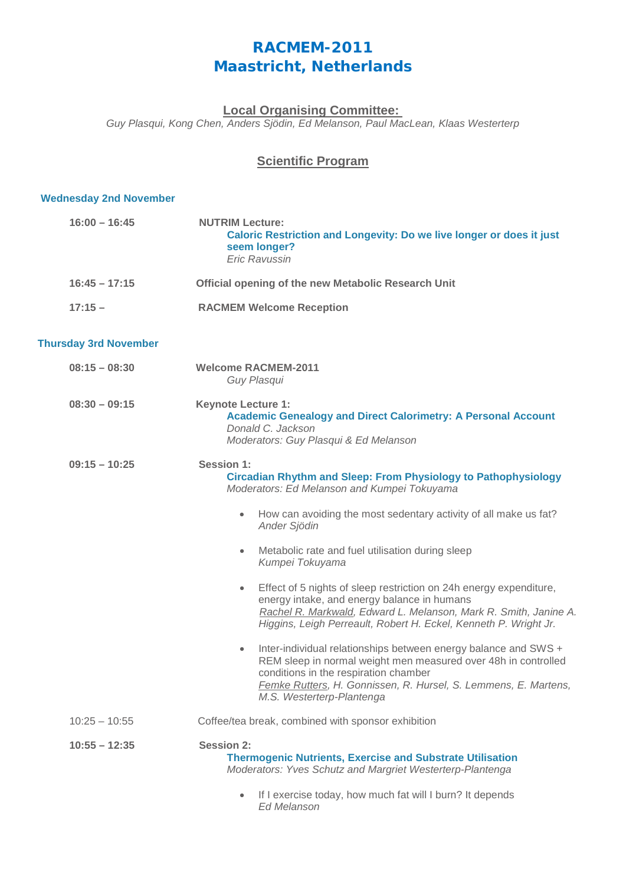# RACMEM-2011
# Maastricht, Netherlands

## Local Organising Committee:

*Guy Plasqui, Kong Chen, Anders Sjödin, Ed Melanson, Paul MacLean, Klaas Westerterp*

## Scientific Program

### Wednesday 2nd November

**16:00 – 16:45** **NUTRIM Lecture:**
**Caloric Restriction and Longevity: Do we live longer or does it just seem longer?**
*Eric Ravussin*

**16:45 – 17:15** **Official opening of the new Metabolic Research Unit**

**17:15 –** **RACMEM Welcome Reception**

### Thursday 3rd November

**08:15 – 08:30** **Welcome RACMEM-2011**
*Guy Plasqui*

**08:30 – 09:15** **Keynote Lecture 1:**
**Academic Genealogy and Direct Calorimetry: A Personal Account**
*Donald C. Jackson*
*Moderators: Guy Plasqui & Ed Melanson*

**09:15 – 10:25** **Session 1:**
**Circadian Rhythm and Sleep: From Physiology to Pathophysiology**
*Moderators: Ed Melanson and Kumpei Tokuyama*

- How can avoiding the most sedentary activity of all make us fat?
  *Ander Sjödin*
- Metabolic rate and fuel utilisation during sleep
  *Kumpei Tokuyama*
- Effect of 5 nights of sleep restriction on 24h energy expenditure, energy intake, and energy balance in humans
  *Rachel R. Markwald, Edward L. Melanson, Mark R. Smith, Janine A. Higgins, Leigh Perreault, Robert H. Eckel, Kenneth P. Wright Jr.*
- Inter-individual relationships between energy balance and SWS + REM sleep in normal weight men measured over 48h in controlled conditions in the respiration chamber
  *Femke Rutters, H. Gonnissen, R. Hursel, S. Lemmens, E. Martens, M.S. Westerterp-Plantenga*

10:25 – 10:55 Coffee/tea break, combined with sponsor exhibition

**10:55 – 12:35** **Session 2:**
**Thermogenic Nutrients, Exercise and Substrate Utilisation**
*Moderators: Yves Schutz and Margriet Westerterp-Plantenga*

- If I exercise today, how much fat will I burn? It depends
  *Ed Melanson*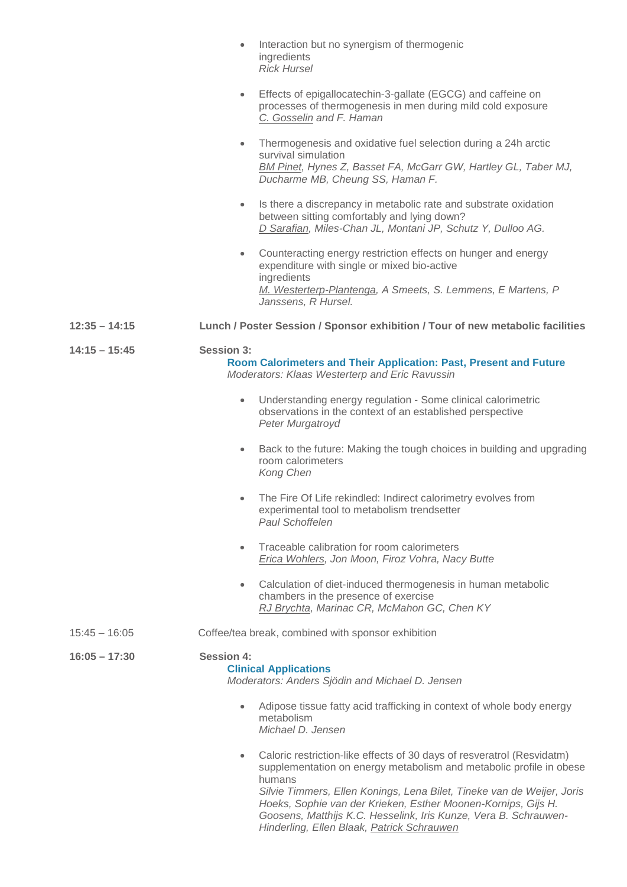- Interaction but no synergism of thermogenic ingredients
  *Rick Hursel*

- Effects of epigallocatechin-3-gallate (EGCG) and caffeine on processes of thermogenesis in men during mild cold exposure
  *C. Gosselin and F. Haman*

- Thermogenesis and oxidative fuel selection during a 24h arctic survival simulation
  *BM Pinet, Hynes Z, Basset FA, McGarr GW, Hartley GL, Taber MJ, Ducharme MB, Cheung SS, Haman F.*

- Is there a discrepancy in metabolic rate and substrate oxidation between sitting comfortably and lying down?
  *D Sarafian, Miles-Chan JL, Montani JP, Schutz Y, Dulloo AG.*

- Counteracting energy restriction effects on hunger and energy expenditure with single or mixed bio-active ingredients
  *M. Westerterp-Plantenga, A Smeets, S. Lemmens, E Martens, P Janssens, R Hursel.*

**12:35 – 14:15** **Lunch / Poster Session / Sponsor exhibition / Tour of new metabolic facilities**

**14:15 – 15:45** **Session 3:**

**Room Calorimeters and Their Application: Past, Present and Future**

*Moderators: Klaas Westerterp and Eric Ravussin*

- Understanding energy regulation - Some clinical calorimetric observations in the context of an established perspective
  *Peter Murgatroyd*

- Back to the future: Making the tough choices in building and upgrading room calorimeters
  *Kong Chen*

- The Fire Of Life rekindled: Indirect calorimetry evolves from experimental tool to metabolism trendsetter
  *Paul Schoffelen*

- Traceable calibration for room calorimeters
  *Erica Wohlers, Jon Moon, Firoz Vohra, Nacy Butte*

- Calculation of diet-induced thermogenesis in human metabolic chambers in the presence of exercise
  *RJ Brychta, Marinac CR, McMahon GC, Chen KY*

15:45 – 16:05 Coffee/tea break, combined with sponsor exhibition

**16:05 – 17:30** **Session 4:**

**Clinical Applications**

*Moderators: Anders Sjödin and Michael D. Jensen*

- Adipose tissue fatty acid trafficking in context of whole body energy metabolism
  *Michael D. Jensen*

- Caloric restriction-like effects of 30 days of resveratrol (Resvidatm) supplementation on energy metabolism and metabolic profile in obese humans
  *Silvie Timmers, Ellen Konings, Lena Bilet, Tineke van de Weijer, Joris Hoeks, Sophie van der Krieken, Esther Moonen-Kornips, Gijs H. Goosens, Matthijs K.C. Hesselink, Iris Kunze, Vera B. Schrauwen-Hinderling, Ellen Blaak, Patrick Schrauwen*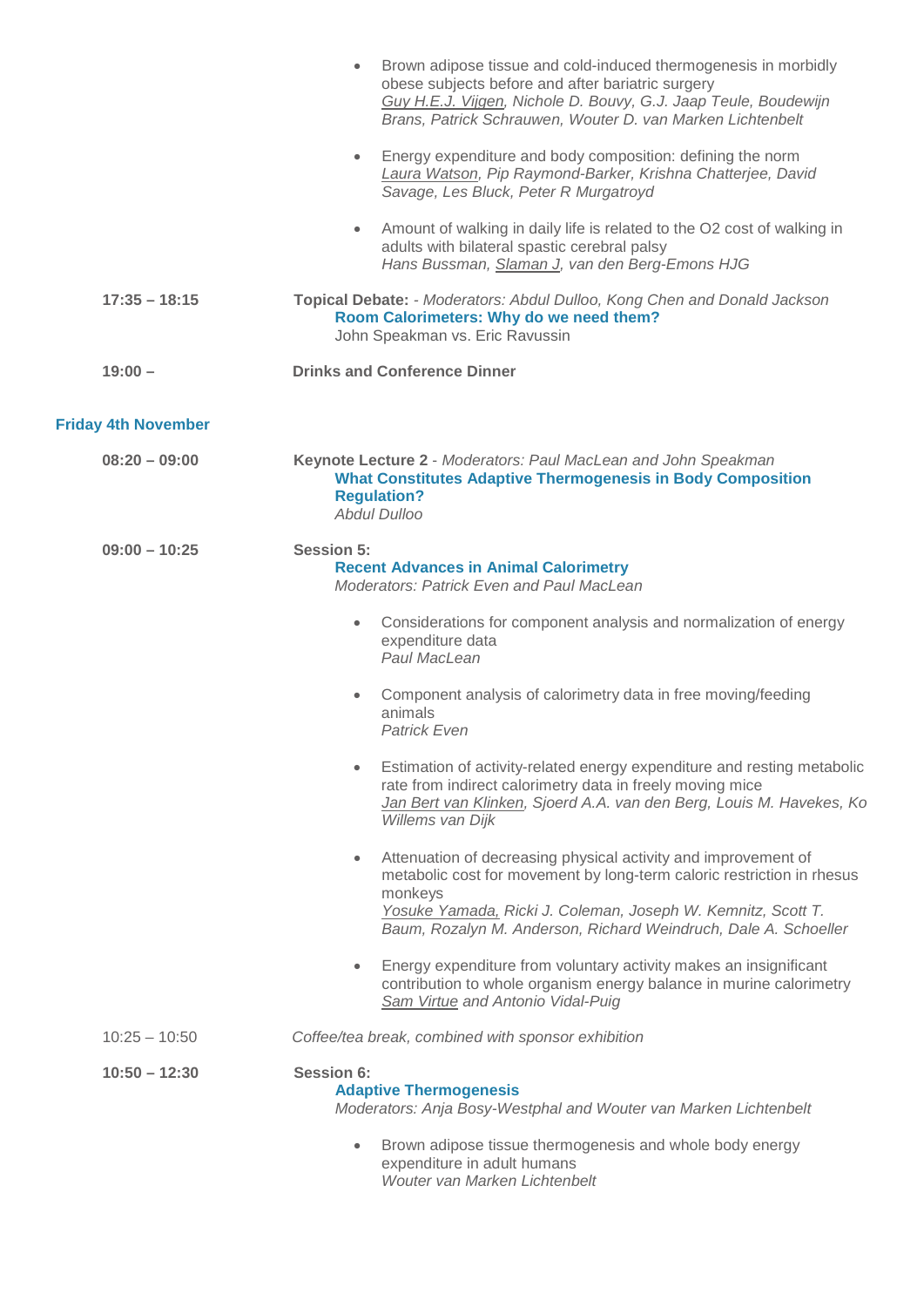- Brown adipose tissue and cold-induced thermogenesis in morbidly obese subjects before and after bariatric surgery
  *Guy H.E.J. Vijgen, Nichole D. Bouvy, G.J. Jaap Teule, Boudewijn Brans, Patrick Schrauwen, Wouter D. van Marken Lichtenbelt*

- Energy expenditure and body composition: defining the norm
  *Laura Watson, Pip Raymond-Barker, Krishna Chatterjee, David Savage, Les Bluck, Peter R Murgatroyd*

- Amount of walking in daily life is related to the O2 cost of walking in adults with bilateral spastic cerebral palsy
  *Hans Bussman, Slaman J, van den Berg-Emons HJG*

**17:35 – 18:15** **Topical Debate:** - *Moderators: Abdul Dulloo, Kong Chen and Donald Jackson*
**Room Calorimeters: Why do we need them?**
John Speakman vs. Eric Ravussin

**19:00 –** **Drinks and Conference Dinner**

## Friday 4th November

**08:20 – 09:00** **Keynote Lecture 2** - *Moderators: Paul MacLean and John Speakman*
**What Constitutes Adaptive Thermogenesis in Body Composition Regulation?**
*Abdul Dulloo*

**09:00 – 10:25** **Session 5:**
**Recent Advances in Animal Calorimetry**
*Moderators: Patrick Even and Paul MacLean*

- Considerations for component analysis and normalization of energy expenditure data
  *Paul MacLean*

- Component analysis of calorimetry data in free moving/feeding animals
  *Patrick Even*

- Estimation of activity-related energy expenditure and resting metabolic rate from indirect calorimetry data in freely moving mice
  *Jan Bert van Klinken, Sjoerd A.A. van den Berg, Louis M. Havekes, Ko Willems van Dijk*

- Attenuation of decreasing physical activity and improvement of metabolic cost for movement by long-term caloric restriction in rhesus monkeys
  *Yosuke Yamada, Ricki J. Coleman, Joseph W. Kemnitz, Scott T. Baum, Rozalyn M. Anderson, Richard Weindruch, Dale A. Schoeller*

- Energy expenditure from voluntary activity makes an insignificant contribution to whole organism energy balance in murine calorimetry
  *Sam Virtue and Antonio Vidal-Puig*

10:25 – 10:50 *Coffee/tea break, combined with sponsor exhibition*

**10:50 – 12:30** **Session 6:**
**Adaptive Thermogenesis**
*Moderators: Anja Bosy-Westphal and Wouter van Marken Lichtenbelt*

- Brown adipose tissue thermogenesis and whole body energy expenditure in adult humans
  *Wouter van Marken Lichtenbelt*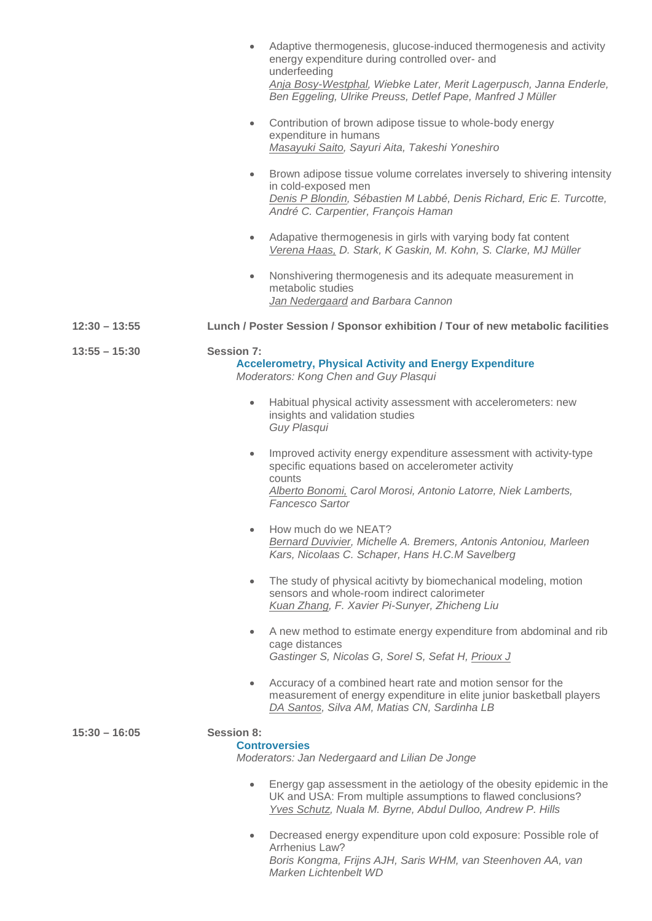- Adaptive thermogenesis, glucose-induced thermogenesis and activity energy expenditure during controlled over- and underfeeding
  *Anja Bosy-Westphal, Wiebke Later, Merit Lagerpusch, Janna Enderle, Ben Eggeling, Ulrike Preuss, Detlef Pape, Manfred J Müller*

- Contribution of brown adipose tissue to whole-body energy expenditure in humans
  *Masayuki Saito, Sayuri Aita, Takeshi Yoneshiro*

- Brown adipose tissue volume correlates inversely to shivering intensity in cold-exposed men
  *Denis P Blondin, Sébastien M Labbé, Denis Richard, Eric E. Turcotte, André C. Carpentier, François Haman*

- Adapative thermogenesis in girls with varying body fat content
  *Verena Haas, D. Stark, K Gaskin, M. Kohn, S. Clarke, MJ Müller*

- Nonshivering thermogenesis and its adequate measurement in metabolic studies
  *Jan Nedergaard and Barbara Cannon*

**12:30 – 13:55** **Lunch / Poster Session / Sponsor exhibition / Tour of new metabolic facilities**

**13:55 – 15:30** **Session 7:**

**Accelerometry, Physical Activity and Energy Expenditure**

*Moderators: Kong Chen and Guy Plasqui*

- Habitual physical activity assessment with accelerometers: new insights and validation studies
  *Guy Plasqui*

- Improved activity energy expenditure assessment with activity-type specific equations based on accelerometer activity counts
  *Alberto Bonomi, Carol Morosi, Antonio Latorre, Niek Lamberts, Fancesco Sartor*

- How much do we NEAT?
  *Bernard Duvivier, Michelle A. Bremers, Antonis Antoniou, Marleen Kars, Nicolaas C. Schaper, Hans H.C.M Savelberg*

- The study of physical acitivty by biomechanical modeling, motion sensors and whole-room indirect calorimeter
  *Kuan Zhang, F. Xavier Pi-Sunyer, Zhicheng Liu*

- A new method to estimate energy expenditure from abdominal and rib cage distances
  *Gastinger S, Nicolas G, Sorel S, Sefat H, Prioux J*

- Accuracy of a combined heart rate and motion sensor for the measurement of energy expenditure in elite junior basketball players
  *DA Santos, Silva AM, Matias CN, Sardinha LB*

**15:30 – 16:05** **Session 8:**

**Controversies**

*Moderators: Jan Nedergaard and Lilian De Jonge*

- Energy gap assessment in the aetiology of the obesity epidemic in the UK and USA: From multiple assumptions to flawed conclusions?
  *Yves Schutz, Nuala M. Byrne, Abdul Dulloo, Andrew P. Hills*

- Decreased energy expenditure upon cold exposure: Possible role of Arrhenius Law?
  *Boris Kongma, Frijns AJH, Saris WHM, van Steenhoven AA, van Marken Lichtenbelt WD*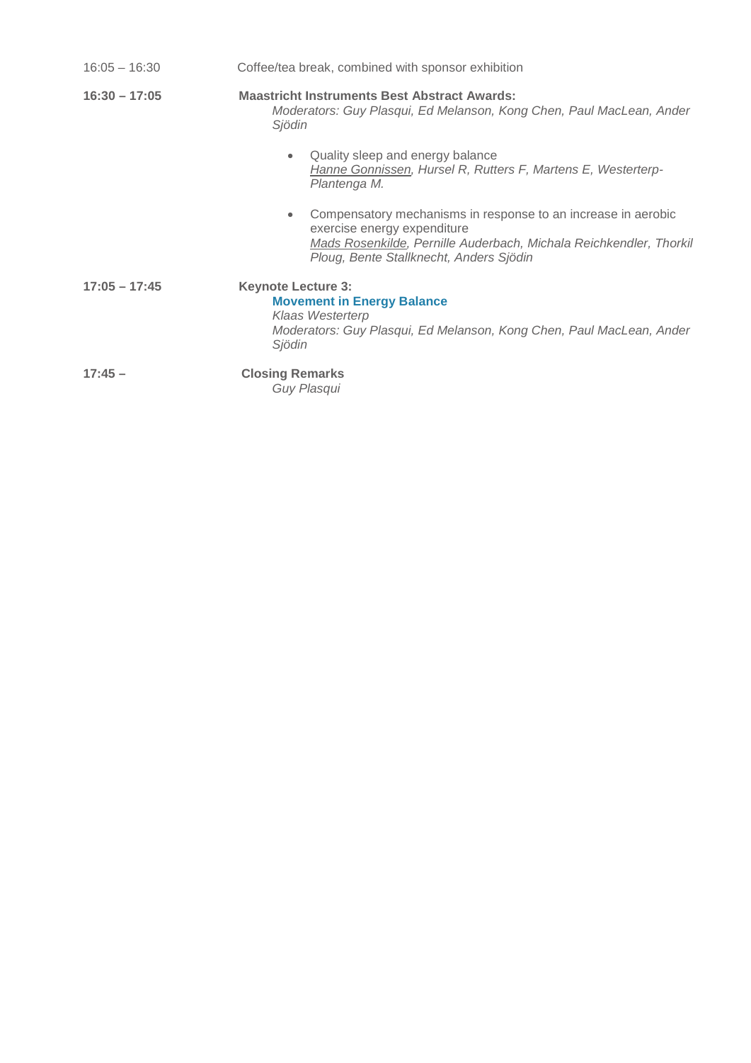16:05 – 16:30 Coffee/tea break, combined with sponsor exhibition

**16:30 – 17:05** **Maastricht Instruments Best Abstract Awards:**

*Moderators: Guy Plasqui, Ed Melanson, Kong Chen, Paul MacLean, Ander Sjödin*

- Quality sleep and energy balance
  *Hanne Gonnissen, Hursel R, Rutters F, Martens E, Westerterp-Plantenga M.*

- Compensatory mechanisms in response to an increase in aerobic exercise energy expenditure
  *Mads Rosenkilde, Pernille Auderbach, Michala Reichkendler, Thorkil Ploug, Bente Stallknecht, Anders Sjödin*

**17:05 – 17:45** **Keynote Lecture 3:**

**Movement in Energy Balance**

*Klaas Westerterp*

*Moderators: Guy Plasqui, Ed Melanson, Kong Chen, Paul MacLean, Ander Sjödin*

**17:45 –** **Closing Remarks**

*Guy Plasqui*